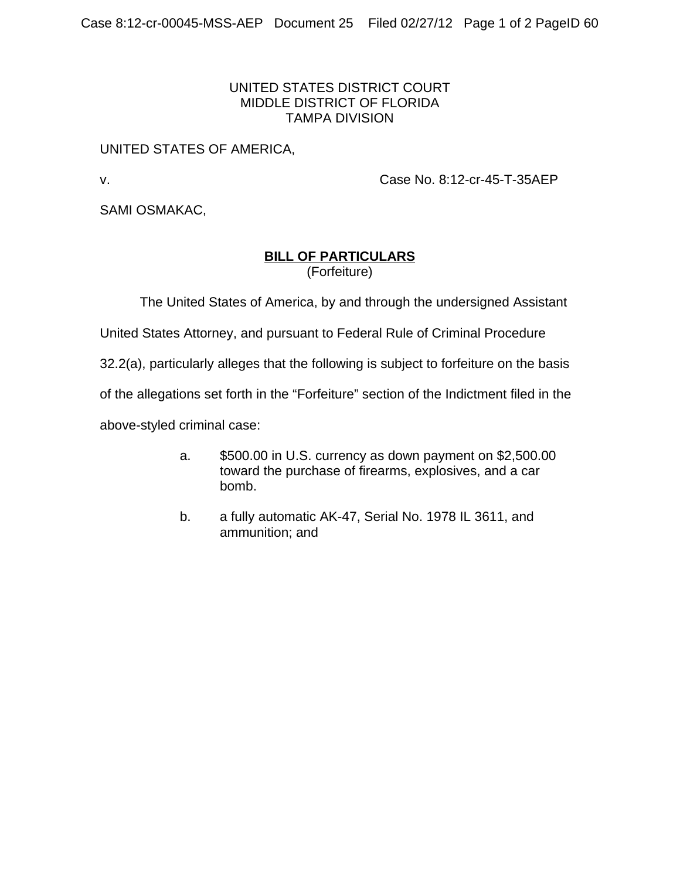UNITED STATES DISTRICT COURT
MIDDLE DISTRICT OF FLORIDA
TAMPA DIVISION

UNITED STATES OF AMERICA,

v. Case No. 8:12-cr-45-T-35AEP

SAMI OSMAKAC,

## BILL OF PARTICULARS
(Forfeiture)

The United States of America, by and through the undersigned Assistant United States Attorney, and pursuant to Federal Rule of Criminal Procedure 32.2(a), particularly alleges that the following is subject to forfeiture on the basis of the allegations set forth in the "Forfeiture" section of the Indictment filed in the above-styled criminal case:

a. $500.00 in U.S. currency as down payment on $2,500.00 toward the purchase of firearms, explosives, and a car bomb.

b. a fully automatic AK-47, Serial No. 1978 IL 3611, and ammunition; and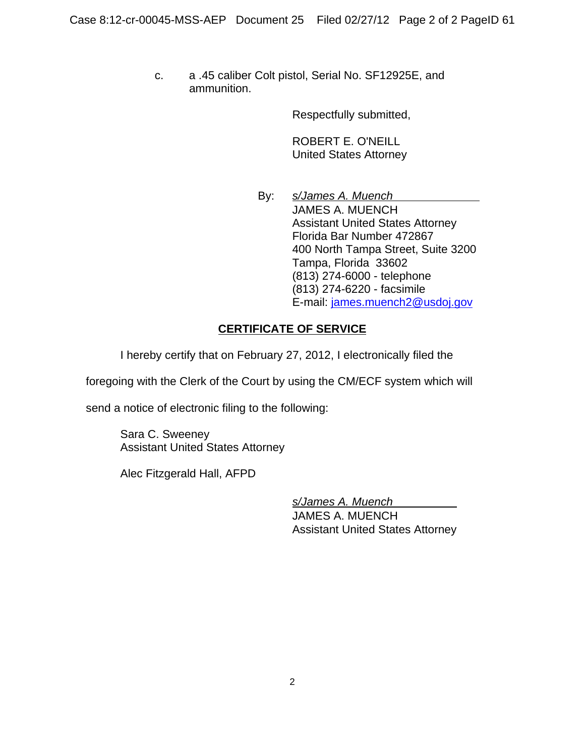c. a .45 caliber Colt pistol, Serial No. SF12925E, and ammunition.

Respectfully submitted,

ROBERT E. O'NEILL
United States Attorney

By: *s/James A. Muench*
JAMES A. MUENCH
Assistant United States Attorney
Florida Bar Number 472867
400 North Tampa Street, Suite 3200
Tampa, Florida 33602
(813) 274-6000 - telephone
(813) 274-6220 - facsimile
E-mail: james.muench2@usdoj.gov

## CERTIFICATE OF SERVICE

I hereby certify that on February 27, 2012, I electronically filed the foregoing with the Clerk of the Court by using the CM/ECF system which will send a notice of electronic filing to the following:

Sara C. Sweeney
Assistant United States Attorney

Alec Fitzgerald Hall, AFPD

*s/James A. Muench*
JAMES A. MUENCH
Assistant United States Attorney